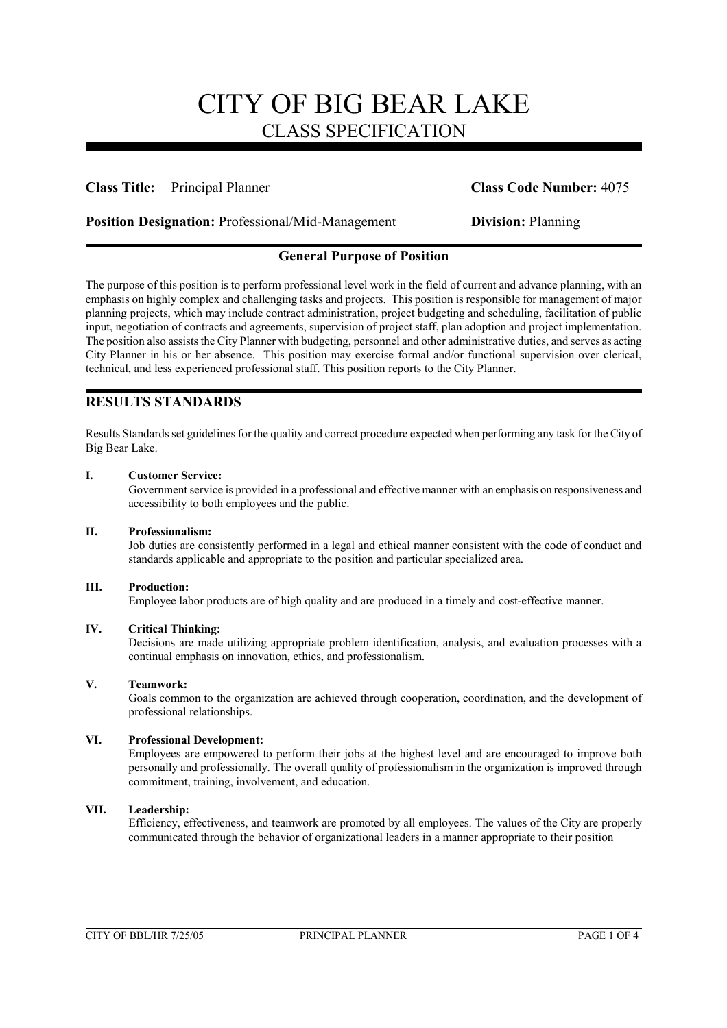# CITY OF BIG BEAR LAKE

## CLASS SPECIFICATION

**Class Title:** Principal Planner **Class Code Number:** 4075

**Position Designation:** Professional/Mid-Management **Division:** Planning

### General Purpose of Position

The purpose of this position is to perform professional level work in the field of current and advance planning, with an emphasis on highly complex and challenging tasks and projects. This position is responsible for management of major planning projects, which may include contract administration, project budgeting and scheduling, facilitation of public input, negotiation of contracts and agreements, supervision of project staff, plan adoption and project implementation. The position also assists the City Planner with budgeting, personnel and other administrative duties, and serves as acting City Planner in his or her absence. This position may exercise formal and/or functional supervision over clerical, technical, and less experienced professional staff. This position reports to the City Planner.

## RESULTS STANDARDS

Results Standards set guidelines for the quality and correct procedure expected when performing any task for the City of Big Bear Lake.

**I. Customer Service:**
Government service is provided in a professional and effective manner with an emphasis on responsiveness and accessibility to both employees and the public.

**II. Professionalism:**
Job duties are consistently performed in a legal and ethical manner consistent with the code of conduct and standards applicable and appropriate to the position and particular specialized area.

**III. Production:**
Employee labor products are of high quality and are produced in a timely and cost-effective manner.

**IV. Critical Thinking:**
Decisions are made utilizing appropriate problem identification, analysis, and evaluation processes with a continual emphasis on innovation, ethics, and professionalism.

**V. Teamwork:**
Goals common to the organization are achieved through cooperation, coordination, and the development of professional relationships.

**VI. Professional Development:**
Employees are empowered to perform their jobs at the highest level and are encouraged to improve both personally and professionally. The overall quality of professionalism in the organization is improved through commitment, training, involvement, and education.

**VII. Leadership:**
Efficiency, effectiveness, and teamwork are promoted by all employees. The values of the City are properly communicated through the behavior of organizational leaders in a manner appropriate to their position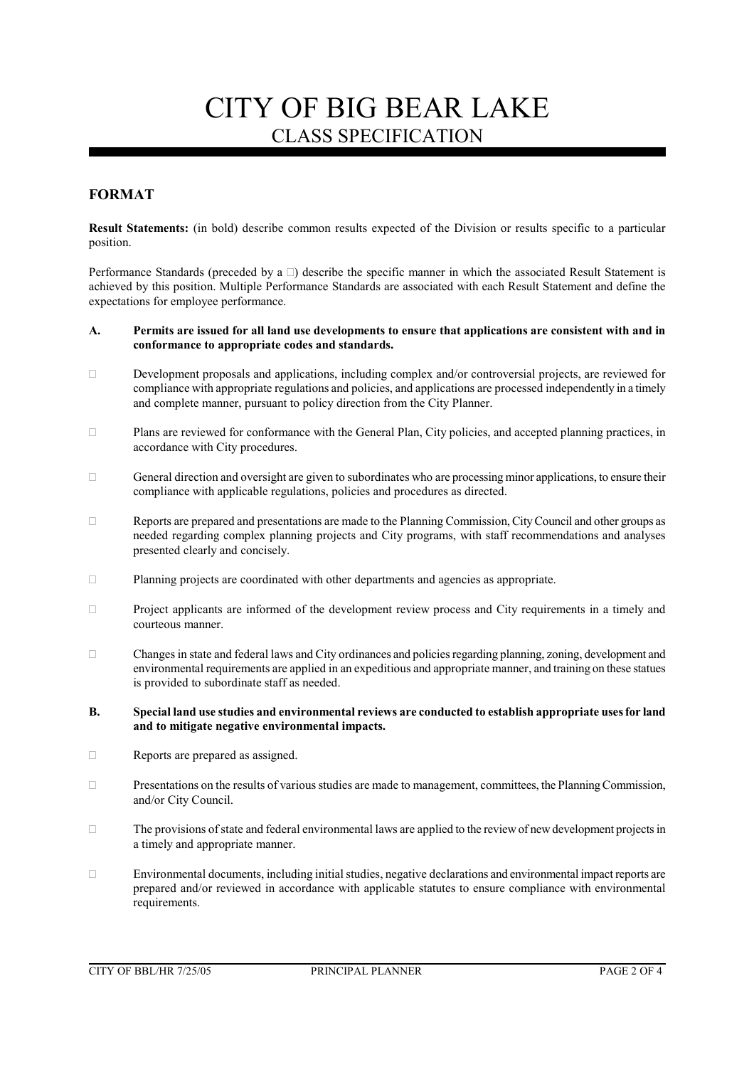# CITY OF BIG BEAR LAKE
## CLASS SPECIFICATION

### FORMAT

**Result Statements:** (in bold) describe common results expected of the Division or results specific to a particular position.

Performance Standards (preceded by a □) describe the specific manner in which the associated Result Statement is achieved by this position. Multiple Performance Standards are associated with each Result Statement and define the expectations for employee performance.

**A. Permits are issued for all land use developments to ensure that applications are consistent with and in conformance to appropriate codes and standards.**

- □ Development proposals and applications, including complex and/or controversial projects, are reviewed for compliance with appropriate regulations and policies, and applications are processed independently in a timely and complete manner, pursuant to policy direction from the City Planner.
- □ Plans are reviewed for conformance with the General Plan, City policies, and accepted planning practices, in accordance with City procedures.
- □ General direction and oversight are given to subordinates who are processing minor applications, to ensure their compliance with applicable regulations, policies and procedures as directed.
- □ Reports are prepared and presentations are made to the Planning Commission, City Council and other groups as needed regarding complex planning projects and City programs, with staff recommendations and analyses presented clearly and concisely.
- □ Planning projects are coordinated with other departments and agencies as appropriate.
- □ Project applicants are informed of the development review process and City requirements in a timely and courteous manner.
- □ Changes in state and federal laws and City ordinances and policies regarding planning, zoning, development and environmental requirements are applied in an expeditious and appropriate manner, and training on these statues is provided to subordinate staff as needed.

**B. Special land use studies and environmental reviews are conducted to establish appropriate uses for land and to mitigate negative environmental impacts.**

- □ Reports are prepared as assigned.
- □ Presentations on the results of various studies are made to management, committees, the Planning Commission, and/or City Council.
- □ The provisions of state and federal environmental laws are applied to the review of new development projects in a timely and appropriate manner.
- □ Environmental documents, including initial studies, negative declarations and environmental impact reports are prepared and/or reviewed in accordance with applicable statutes to ensure compliance with environmental requirements.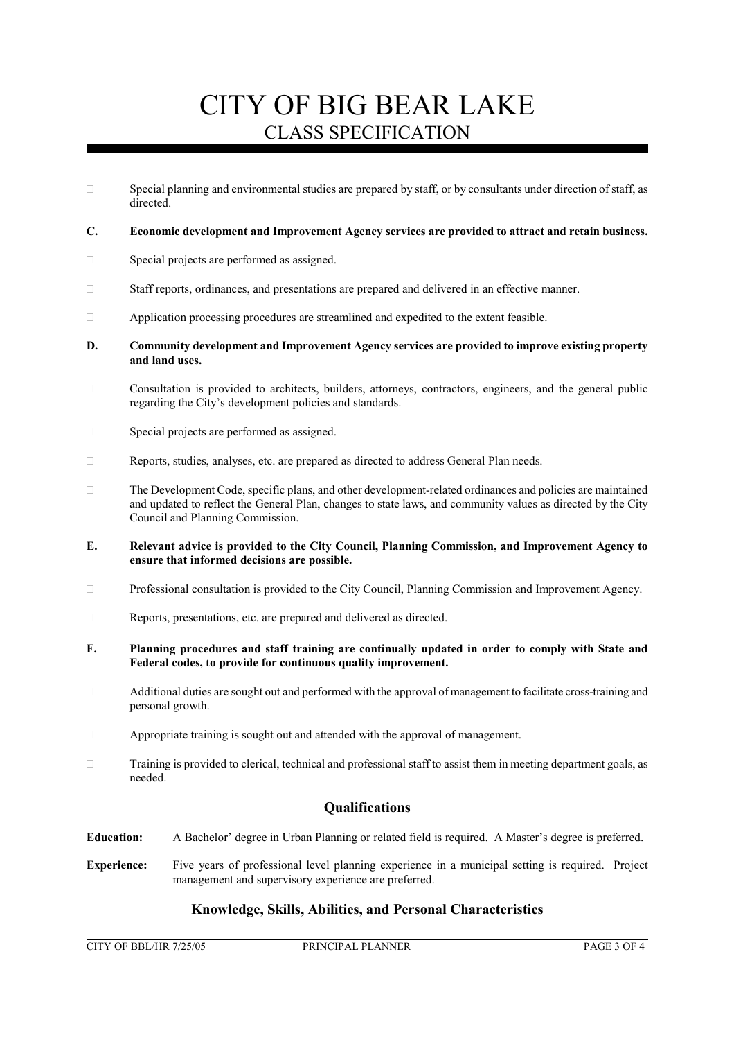# CITY OF BIG BEAR LAKE
## CLASS SPECIFICATION

- Special planning and environmental studies are prepared by staff, or by consultants under direction of staff, as directed.

**C. Economic development and Improvement Agency services are provided to attract and retain business.**

- Special projects are performed as assigned.
- Staff reports, ordinances, and presentations are prepared and delivered in an effective manner.
- Application processing procedures are streamlined and expedited to the extent feasible.

**D. Community development and Improvement Agency services are provided to improve existing property and land uses.**

- Consultation is provided to architects, builders, attorneys, contractors, engineers, and the general public regarding the City's development policies and standards.
- Special projects are performed as assigned.
- Reports, studies, analyses, etc. are prepared as directed to address General Plan needs.
- The Development Code, specific plans, and other development-related ordinances and policies are maintained and updated to reflect the General Plan, changes to state laws, and community values as directed by the City Council and Planning Commission.

**E. Relevant advice is provided to the City Council, Planning Commission, and Improvement Agency to ensure that informed decisions are possible.**

- Professional consultation is provided to the City Council, Planning Commission and Improvement Agency.
- Reports, presentations, etc. are prepared and delivered as directed.

**F. Planning procedures and staff training are continually updated in order to comply with State and Federal codes, to provide for continuous quality improvement.**

- Additional duties are sought out and performed with the approval of management to facilitate cross-training and personal growth.
- Appropriate training is sought out and attended with the approval of management.
- Training is provided to clerical, technical and professional staff to assist them in meeting department goals, as needed.

### Qualifications

**Education:** A Bachelor' degree in Urban Planning or related field is required. A Master's degree is preferred.

**Experience:** Five years of professional level planning experience in a municipal setting is required. Project management and supervisory experience are preferred.

### Knowledge, Skills, Abilities, and Personal Characteristics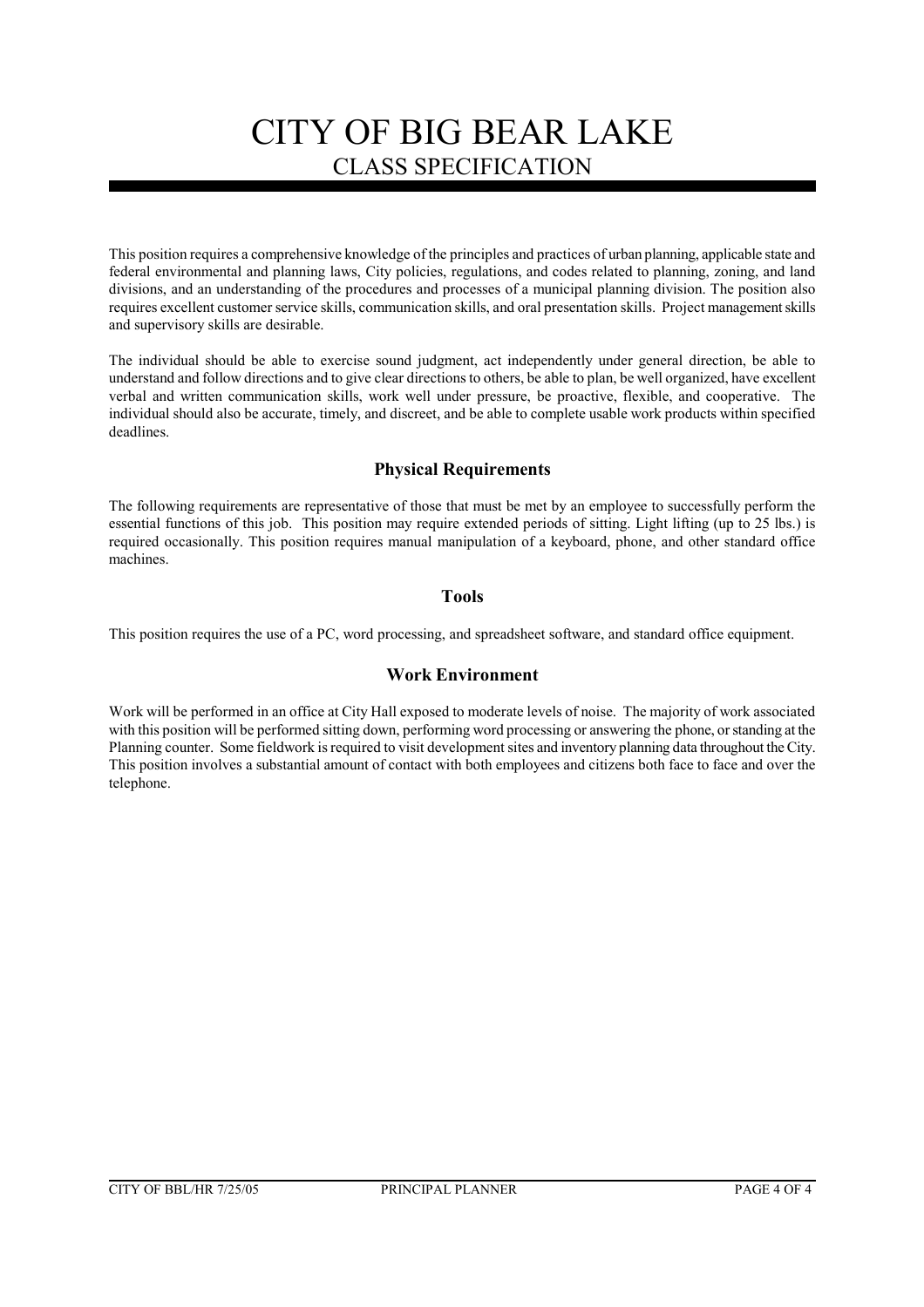# CITY OF BIG BEAR LAKE
## CLASS SPECIFICATION

This position requires a comprehensive knowledge of the principles and practices of urban planning, applicable state and federal environmental and planning laws, City policies, regulations, and codes related to planning, zoning, and land divisions, and an understanding of the procedures and processes of a municipal planning division. The position also requires excellent customer service skills, communication skills, and oral presentation skills. Project management skills and supervisory skills are desirable.

The individual should be able to exercise sound judgment, act independently under general direction, be able to understand and follow directions and to give clear directions to others, be able to plan, be well organized, have excellent verbal and written communication skills, work well under pressure, be proactive, flexible, and cooperative. The individual should also be accurate, timely, and discreet, and be able to complete usable work products within specified deadlines.

### Physical Requirements

The following requirements are representative of those that must be met by an employee to successfully perform the essential functions of this job. This position may require extended periods of sitting. Light lifting (up to 25 lbs.) is required occasionally. This position requires manual manipulation of a keyboard, phone, and other standard office machines.

### Tools

This position requires the use of a PC, word processing, and spreadsheet software, and standard office equipment.

### Work Environment

Work will be performed in an office at City Hall exposed to moderate levels of noise. The majority of work associated with this position will be performed sitting down, performing word processing or answering the phone, or standing at the Planning counter. Some fieldwork is required to visit development sites and inventory planning data throughout the City. This position involves a substantial amount of contact with both employees and citizens both face to face and over the telephone.